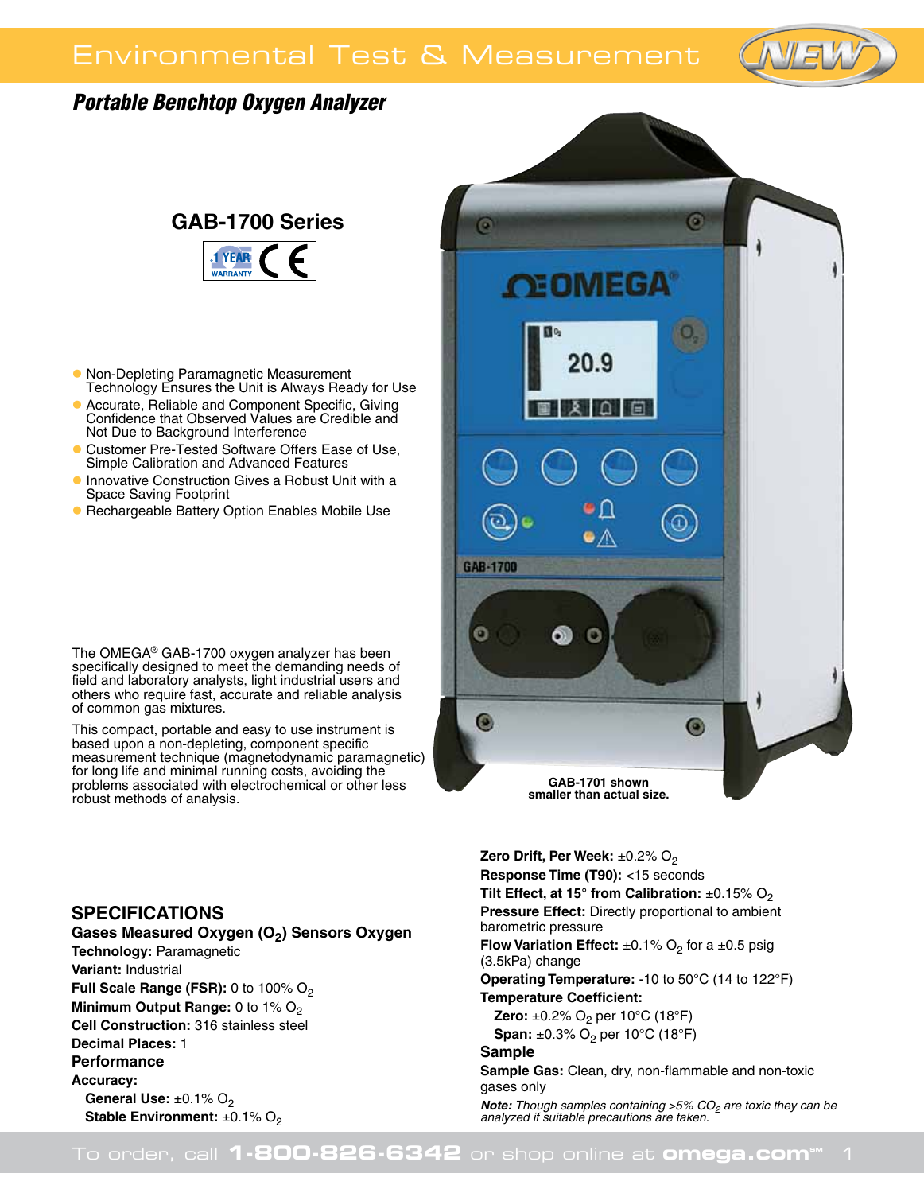# Environmental Test & Measurement

## Portable Benchtop Oxygen Analyzer

## GAB-1700 Series

1 YEAR WARRANTY CE

- Non-Depleting Paramagnetic Measurement Technology Ensures the Unit is Always Ready for Use
- Accurate, Reliable and Component Specific, Giving Confidence that Observed Values are Credible and Not Due to Background Interference
- Customer Pre-Tested Software Offers Ease of Use, Simple Calibration and Advanced Features
- Innovative Construction Gives a Robust Unit with a Space Saving Footprint
- Rechargeable Battery Option Enables Mobile Use

The OMEGA® GAB-1700 oxygen analyzer has been specifically designed to meet the demanding needs of field and laboratory analysts, light industrial users and others who require fast, accurate and reliable analysis of common gas mixtures.

This compact, portable and easy to use instrument is based upon a non-depleting, component specific measurement technique (magnetodynamic paramagnetic) for long life and minimal running costs, avoiding the problems associated with electrochemical or other less robust methods of analysis.

GAB-1701 shown smaller than actual size.

## SPECIFICATIONS

**Gases Measured Oxygen ($O_2$) Sensors Oxygen**
**Technology:** Paramagnetic
**Variant:** Industrial
**Full Scale Range (FSR):** 0 to 100% $O_2$
**Minimum Output Range:** 0 to 1% $O_2$
**Cell Construction:** 316 stainless steel
**Decimal Places:** 1

### Performance

**Accuracy:**
**General Use:** ±0.1% $O_2$
**Stable Environment:** ±0.1% $O_2$
**Zero Drift, Per Week:** ±0.2% $O_2$
**Response Time (T90):** <15 seconds
**Tilt Effect, at 15° from Calibration:** ±0.15% $O_2$
**Pressure Effect:** Directly proportional to ambient barometric pressure
**Flow Variation Effect:** ±0.1% $O_2$ for a ±0.5 psig (3.5kPa) change
**Operating Temperature:** -10 to 50°C (14 to 122°F)
**Temperature Coefficient:**
**Zero:** ±0.2% $O_2$ per 10°C (18°F)
**Span:** ±0.3% $O_2$ per 10°C (18°F)

### Sample

**Sample Gas:** Clean, dry, non-flammable and non-toxic gases only

***Note:*** *Though samples containing >5% $CO_2$ are toxic they can be analyzed if suitable precautions are taken.*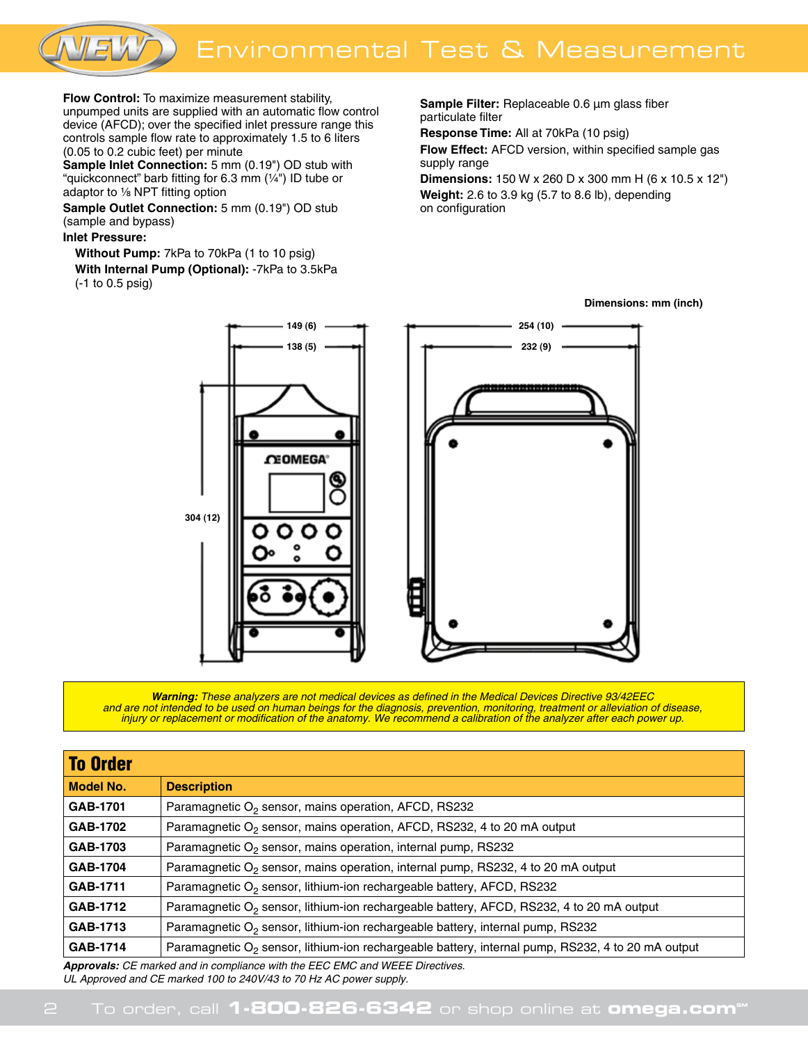# Environmental Test & Measurement

**Flow Control:** To maximize measurement stability, unpumped units are supplied with an automatic flow control device (AFCD); over the specified inlet pressure range this controls sample flow rate to approximately 1.5 to 6 liters (0.05 to 0.2 cubic feet) per minute

**Sample Inlet Connection:** 5 mm (0.19") OD stub with “quickconnect” barb fitting for 6.3 mm (¼") ID tube or adaptor to ⅛ NPT fitting option

**Sample Outlet Connection:** 5 mm (0.19") OD stub (sample and bypass)

**Inlet Pressure:**

- **Without Pump:** 7kPa to 70kPa (1 to 10 psig)
- **With Internal Pump (Optional):** -7kPa to 3.5kPa (-1 to 0.5 psig)

**Sample Filter:** Replaceable 0.6 µm glass fiber particulate filter

**Response Time:** All at 70kPa (10 psig)

**Flow Effect:** AFCD version, within specified sample gas supply range

**Dimensions:** 150 W x 260 D x 300 mm H (6 x 10.5 x 12")

**Weight:** 2.6 to 3.9 kg (5.7 to 8.6 lb), depending on configuration

**Dimensions: mm (inch)**

149 (6)
138 (5)
304 (12)
254 (10)
232 (9)

***Warning:*** *These analyzers are not medical devices as defined in the Medical Devices Directive 93/42EEC and are not intended to be used on human beings for the diagnosis, prevention, monitoring, treatment or alleviation of disease, injury or replacement or modification of the anatomy. We recommend a calibration of the analyzer after each power up.*

## To Order

| Model No. | Description |
|---|---|
| **GAB-1701** | Paramagnetic $O_2$ sensor, mains operation, AFCD, RS232 |
| **GAB-1702** | Paramagnetic $O_2$ sensor, mains operation, AFCD, RS232, 4 to 20 mA output |
| **GAB-1703** | Paramagnetic $O_2$ sensor, mains operation, internal pump, RS232 |
| **GAB-1704** | Paramagnetic $O_2$ sensor, mains operation, internal pump, RS232, 4 to 20 mA output |
| **GAB-1711** | Paramagnetic $O_2$ sensor, lithium-ion rechargeable battery, AFCD, RS232 |
| **GAB-1712** | Paramagnetic $O_2$ sensor, lithium-ion rechargeable battery, AFCD, RS232, 4 to 20 mA output |
| **GAB-1713** | Paramagnetic $O_2$ sensor, lithium-ion rechargeable battery, internal pump, RS232 |
| **GAB-1714** | Paramagnetic $O_2$ sensor, lithium-ion rechargeable battery, internal pump, RS232, 4 to 20 mA output |

***Approvals:*** *CE marked and in compliance with the EEC EMC and WEEE Directives. UL Approved and CE marked 100 to 240V/43 to 70 Hz AC power supply.*